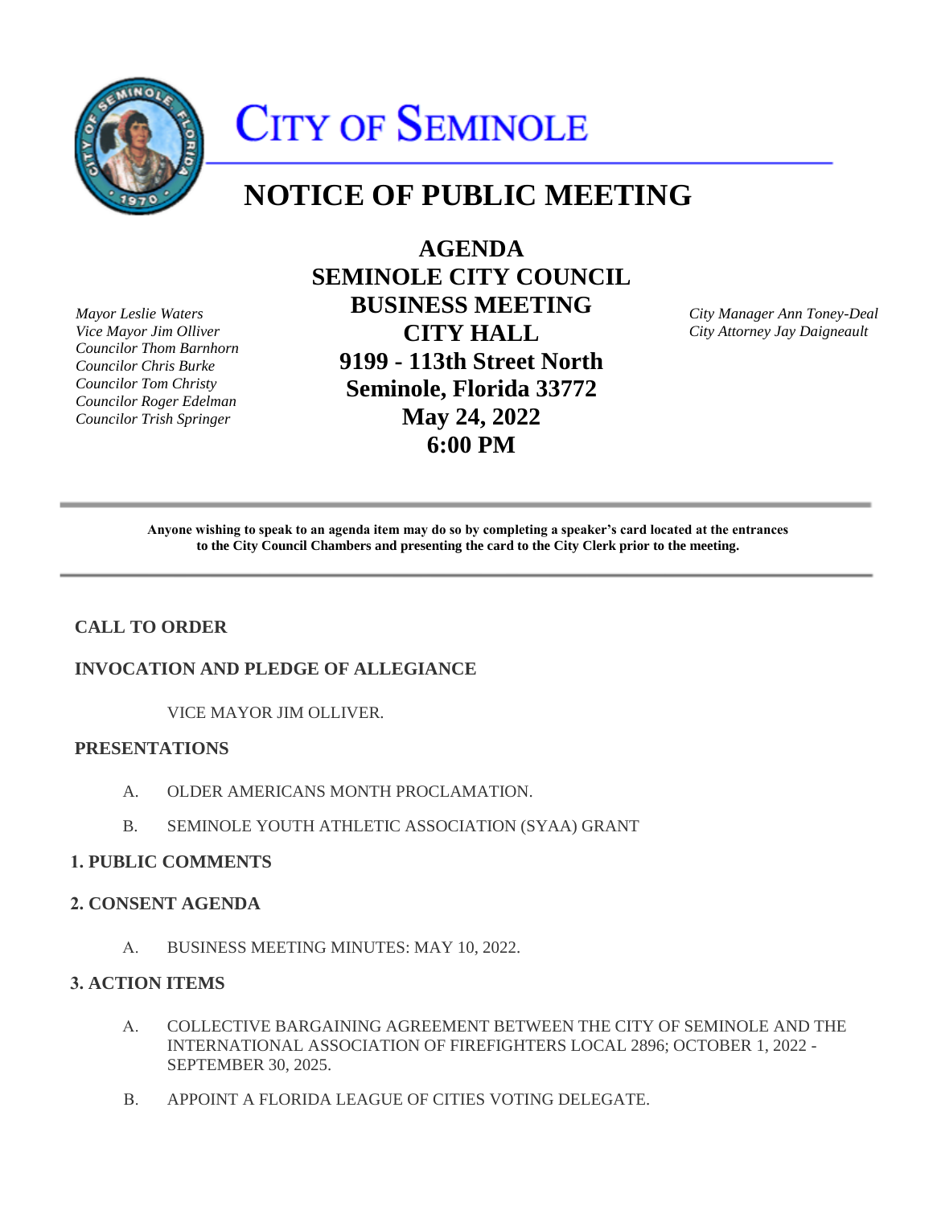# CITY OF SEMINOLE

## NOTICE OF PUBLIC MEETING

*Mayor Leslie Waters*
*Vice Mayor Jim Olliver*
*Councilor Thom Barnhorn*
*Councilor Chris Burke*
*Councilor Tom Christy*
*Councilor Roger Edelman*
*Councilor Trish Springer*

**AGENDA**
**SEMINOLE CITY COUNCIL**
**BUSINESS MEETING**
**CITY HALL**
**9199 - 113th Street North**
**Seminole, Florida 33772**
**May 24, 2022**
**6:00 PM**

*City Manager Ann Toney-Deal*
*City Attorney Jay Daigneault*

---

**Anyone wishing to speak to an agenda item may do so by completing a speaker's card located at the entrances to the City Council Chambers and presenting the card to the City Clerk prior to the meeting.**

---

### CALL TO ORDER

### INVOCATION AND PLEDGE OF ALLEGIANCE

VICE MAYOR JIM OLLIVER.

### PRESENTATIONS

A. OLDER AMERICANS MONTH PROCLAMATION.

B. SEMINOLE YOUTH ATHLETIC ASSOCIATION (SYAA) GRANT

### 1. PUBLIC COMMENTS

### 2. CONSENT AGENDA

A. BUSINESS MEETING MINUTES: MAY 10, 2022.

### 3. ACTION ITEMS

A. COLLECTIVE BARGAINING AGREEMENT BETWEEN THE CITY OF SEMINOLE AND THE INTERNATIONAL ASSOCIATION OF FIREFIGHTERS LOCAL 2896; OCTOBER 1, 2022 - SEPTEMBER 30, 2025.

B. APPOINT A FLORIDA LEAGUE OF CITIES VOTING DELEGATE.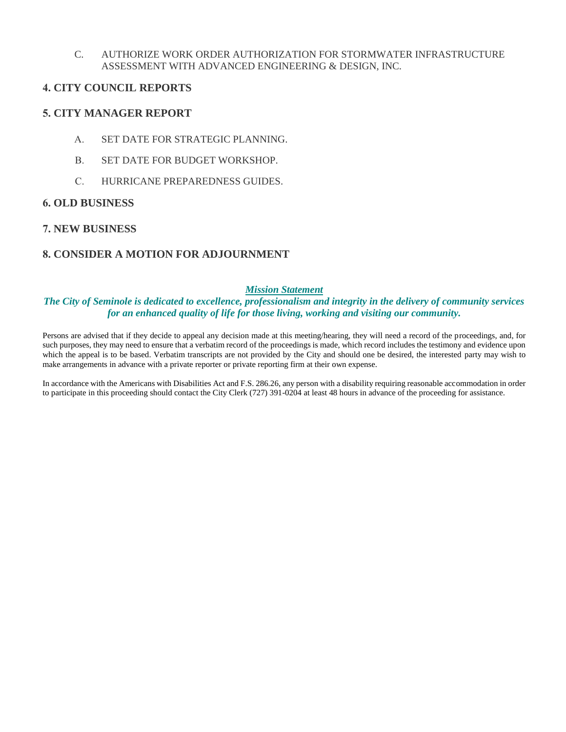C. AUTHORIZE WORK ORDER AUTHORIZATION FOR STORMWATER INFRASTRUCTURE ASSESSMENT WITH ADVANCED ENGINEERING & DESIGN, INC.

## 4. CITY COUNCIL REPORTS

## 5. CITY MANAGER REPORT

A. SET DATE FOR STRATEGIC PLANNING.

B. SET DATE FOR BUDGET WORKSHOP.

C. HURRICANE PREPAREDNESS GUIDES.

## 6. OLD BUSINESS

## 7. NEW BUSINESS

## 8. CONSIDER A MOTION FOR ADJOURNMENT

***Mission Statement***

***The City of Seminole is dedicated to excellence, professionalism and integrity in the delivery of community services for an enhanced quality of life for those living, working and visiting our community.***

Persons are advised that if they decide to appeal any decision made at this meeting/hearing, they will need a record of the proceedings, and, for such purposes, they may need to ensure that a verbatim record of the proceedings is made, which record includes the testimony and evidence upon which the appeal is to be based. Verbatim transcripts are not provided by the City and should one be desired, the interested party may wish to make arrangements in advance with a private reporter or private reporting firm at their own expense.

In accordance with the Americans with Disabilities Act and F.S. 286.26, any person with a disability requiring reasonable accommodation in order to participate in this proceeding should contact the City Clerk (727) 391-0204 at least 48 hours in advance of the proceeding for assistance.